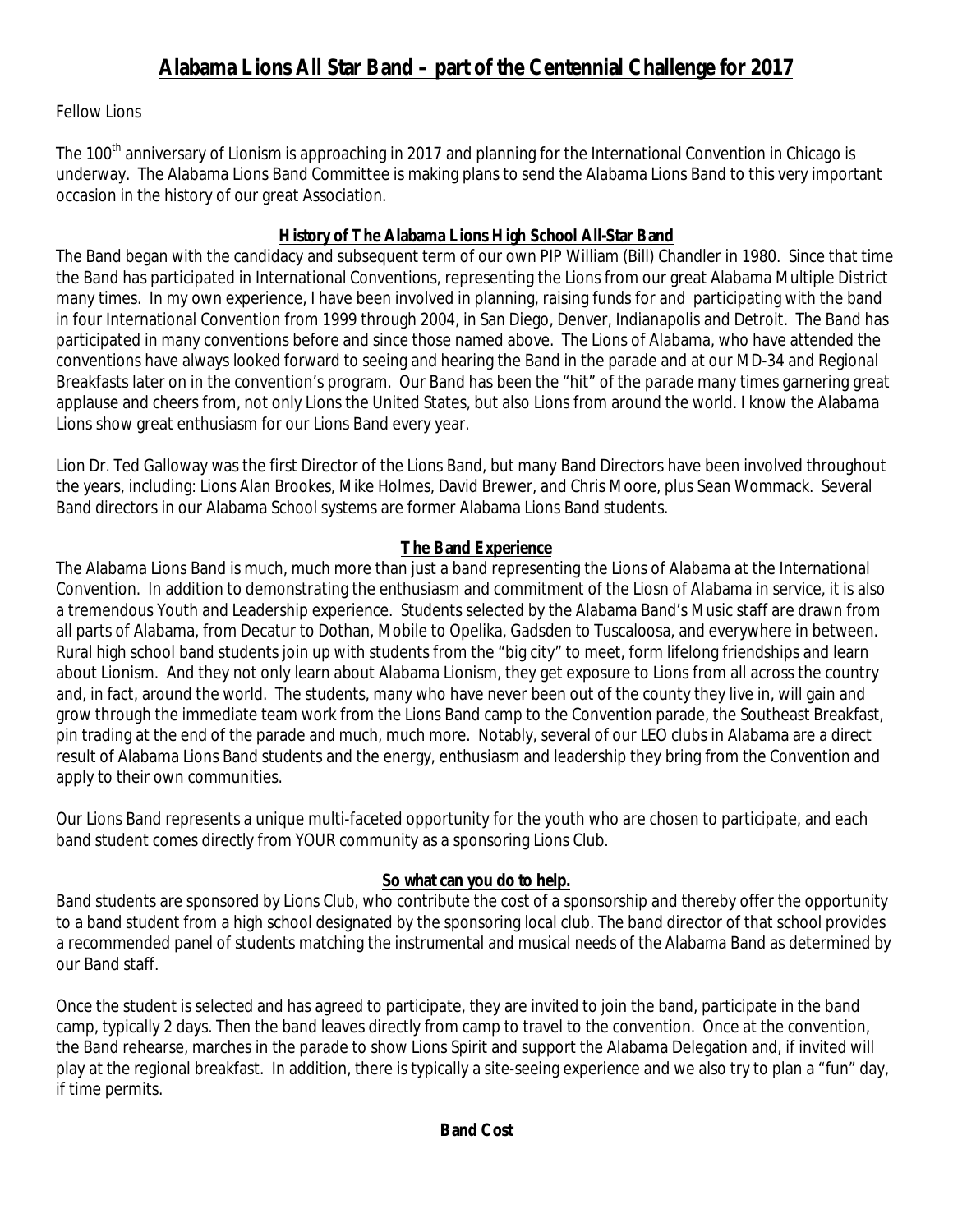# Alabama Lions All Star Band – part of the Centennial Challenge for 2017

Fellow Lions

The 100th anniversary of Lionism is approaching in 2017 and planning for the International Convention in Chicago is underway. The Alabama Lions Band Committee is making plans to send the Alabama Lions Band to this very important occasion in the history of our great Association.

## History of The Alabama Lions High School All-Star Band

The Band began with the candidacy and subsequent term of our own PIP William (Bill) Chandler in 1980. Since that time the Band has participated in International Conventions, representing the Lions from our great Alabama Multiple District many times. In my own experience, I have been involved in planning, raising funds for and participating with the band in four International Convention from 1999 through 2004, in San Diego, Denver, Indianapolis and Detroit. The Band has participated in many conventions before and since those named above. The Lions of Alabama, who have attended the conventions have always looked forward to seeing and hearing the Band in the parade and at our MD-34 and Regional Breakfasts later on in the convention's program. Our Band has been the "hit" of the parade many times garnering great applause and cheers from, not only Lions the United States, but also Lions from around the world. I know the Alabama Lions show great enthusiasm for our Lions Band every year.

Lion Dr. Ted Galloway was the first Director of the Lions Band, but many Band Directors have been involved throughout the years, including: Lions Alan Brookes, Mike Holmes, David Brewer, and Chris Moore, plus Sean Wommack. Several Band directors in our Alabama School systems are former Alabama Lions Band students.

## The Band Experience

The Alabama Lions Band is much, much more than just a band representing the Lions of Alabama at the International Convention. In addition to demonstrating the enthusiasm and commitment of the Liosn of Alabama in service, it is also a tremendous Youth and Leadership experience. Students selected by the Alabama Band's Music staff are drawn from all parts of Alabama, from Decatur to Dothan, Mobile to Opelika, Gadsden to Tuscaloosa, and everywhere in between. Rural high school band students join up with students from the "big city" to meet, form lifelong friendships and learn about Lionism. And they not only learn about Alabama Lionism, they get exposure to Lions from all across the country and, in fact, around the world. The students, many who have never been out of the county they live in, will gain and grow through the immediate team work from the Lions Band camp to the Convention parade, the Southeast Breakfast, pin trading at the end of the parade and much, much more. Notably, several of our LEO clubs in Alabama are a direct result of Alabama Lions Band students and the energy, enthusiasm and leadership they bring from the Convention and apply to their own communities.

Our Lions Band represents a unique multi-faceted opportunity for the youth who are chosen to participate, and each band student comes directly from YOUR community as a sponsoring Lions Club.

## So what can you do to help.

Band students are sponsored by Lions Club, who contribute the cost of a sponsorship and thereby offer the opportunity to a band student from a high school designated by the sponsoring local club. The band director of that school provides a recommended panel of students matching the instrumental and musical needs of the Alabama Band as determined by our Band staff.

Once the student is selected and has agreed to participate, they are invited to join the band, participate in the band camp, typically 2 days. Then the band leaves directly from camp to travel to the convention. Once at the convention, the Band rehearse, marches in the parade to show Lions Spirit and support the Alabama Delegation and, if invited will play at the regional breakfast. In addition, there is typically a site-seeing experience and we also try to plan a "fun" day, if time permits.

## Band Cost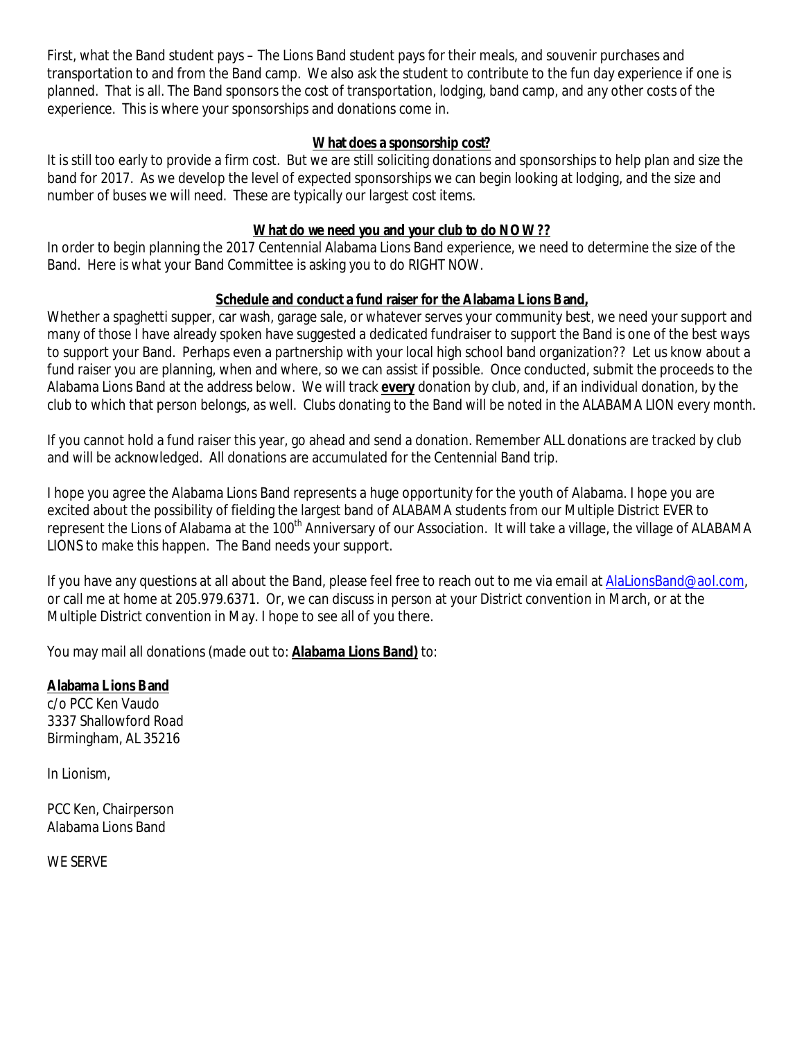First, what the Band student pays – The Lions Band student pays for their meals, and souvenir purchases and transportation to and from the Band camp. We also ask the student to contribute to the fun day experience if one is planned. That is all. The Band sponsors the cost of transportation, lodging, band camp, and any other costs of the experience. This is where your sponsorships and donations come in.

**What does a sponsorship cost?**

It is still too early to provide a firm cost. But we are still soliciting donations and sponsorships to help plan and size the band for 2017. As we develop the level of expected sponsorships we can begin looking at lodging, and the size and number of buses we will need. These are typically our largest cost items.

**What do we need you and your club to do NOW??**

In order to begin planning the 2017 Centennial Alabama Lions Band experience, we need to determine the size of the Band. Here is what your Band Committee is asking you to do RIGHT NOW.

**Schedule and conduct a fund raiser for the Alabama Lions Band,**

Whether a spaghetti supper, car wash, garage sale, or whatever serves your community best, we need your support and many of those I have already spoken have suggested a dedicated fundraiser to support the Band is one of the best ways to support your Band. Perhaps even a partnership with your local high school band organization?? Let us know about a fund raiser you are planning, when and where, so we can assist if possible. Once conducted, submit the proceeds to the Alabama Lions Band at the address below. We will track **every** donation by club, and, if an individual donation, by the club to which that person belongs, as well. Clubs donating to the Band will be noted in the ALABAMA LION every month.

If you cannot hold a fund raiser this year, go ahead and send a donation. Remember ALL donations are tracked by club and will be acknowledged. All donations are accumulated for the Centennial Band trip.

I hope you agree the Alabama Lions Band represents a huge opportunity for the youth of Alabama. I hope you are excited about the possibility of fielding the largest band of ALABAMA students from our Multiple District EVER to represent the Lions of Alabama at the 100th Anniversary of our Association. It will take a village, the village of ALABAMA LIONS to make this happen. The Band needs your support.

If you have any questions at all about the Band, please feel free to reach out to me via email at AlaLionsBand@aol.com, or call me at home at 205.979.6371. Or, we can discuss in person at your District convention in March, or at the Multiple District convention in May. I hope to see all of you there.

You may mail all donations (made out to: **Alabama Lions Band)** to:

**Alabama Lions Band**
c/o PCC Ken Vaudo
3337 Shallowford Road
Birmingham, AL 35216

In Lionism,

PCC Ken, Chairperson
Alabama Lions Band

WE SERVE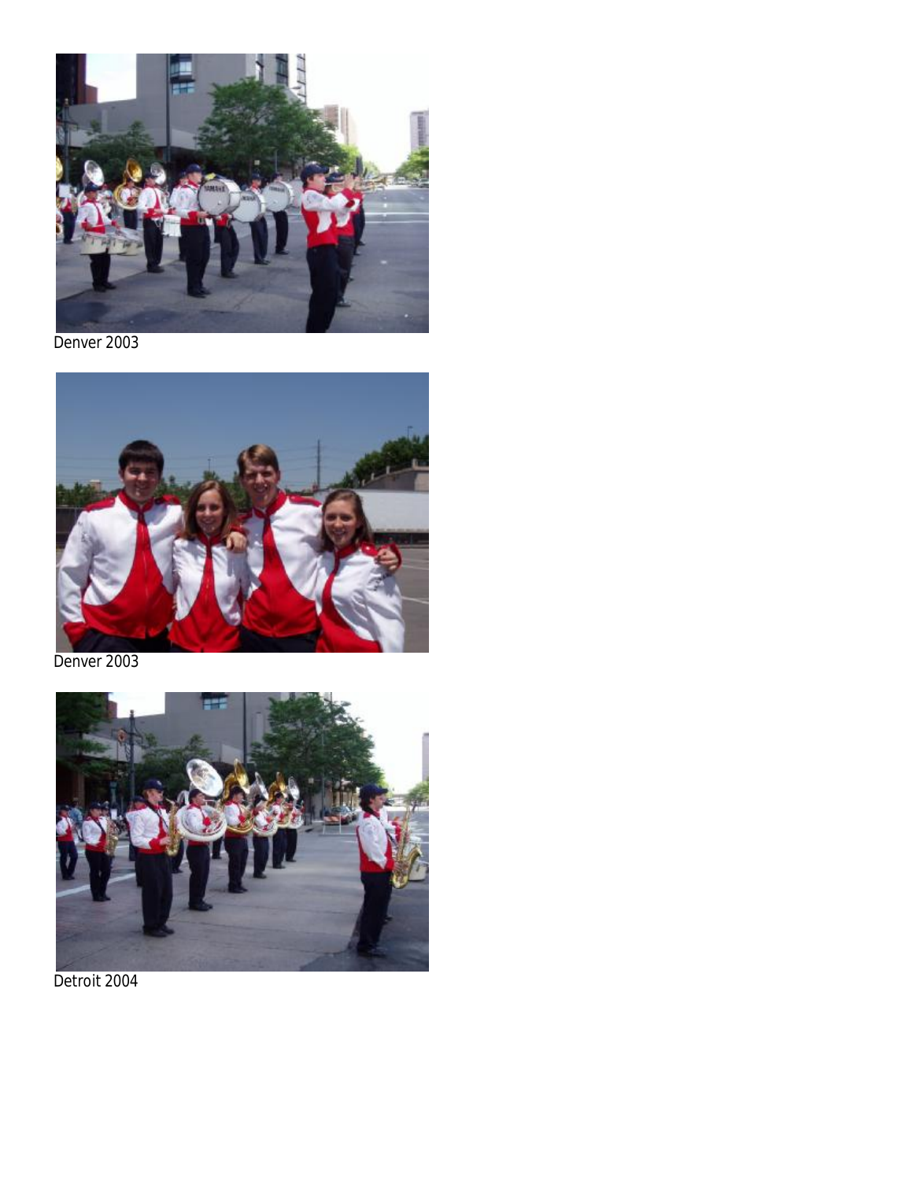Denver 2003

Denver 2003

Detroit 2004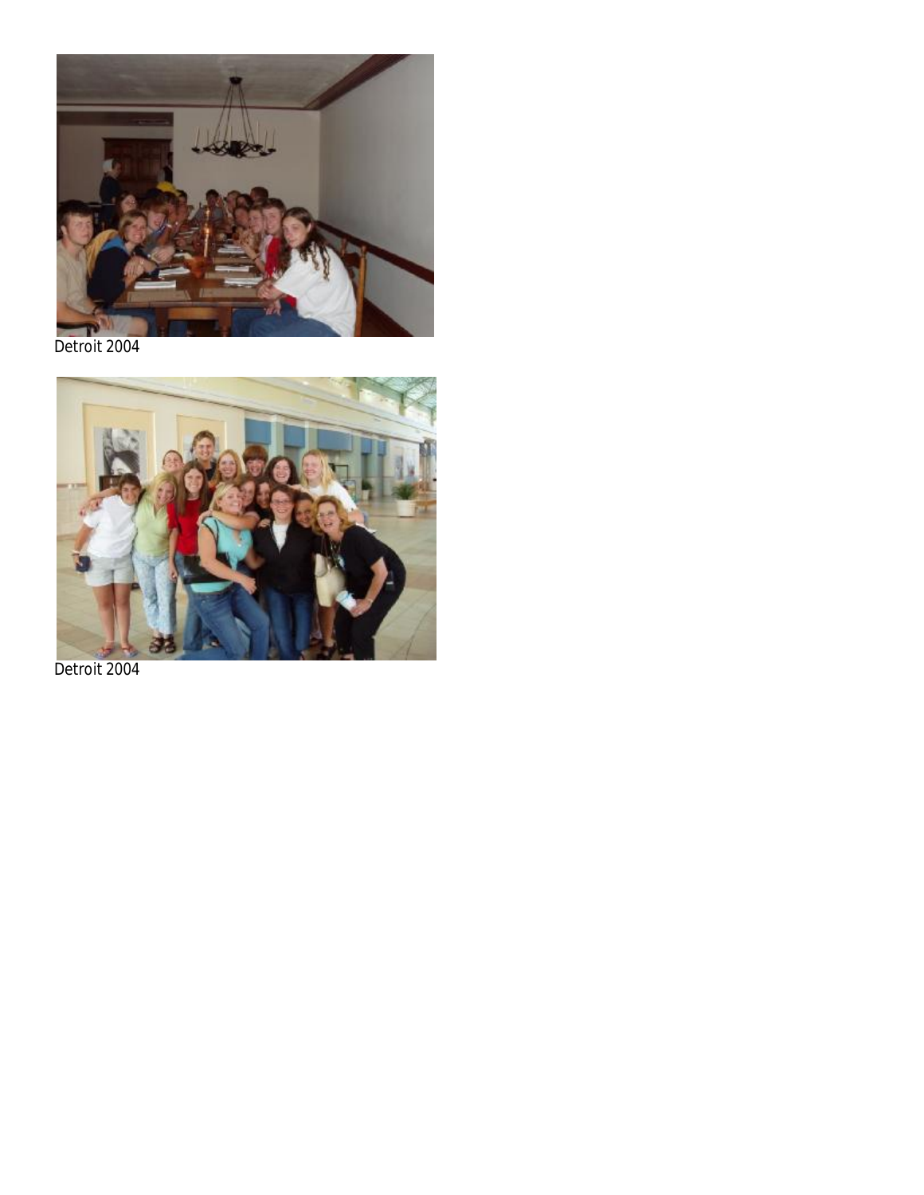Detroit 2004

Detroit 2004